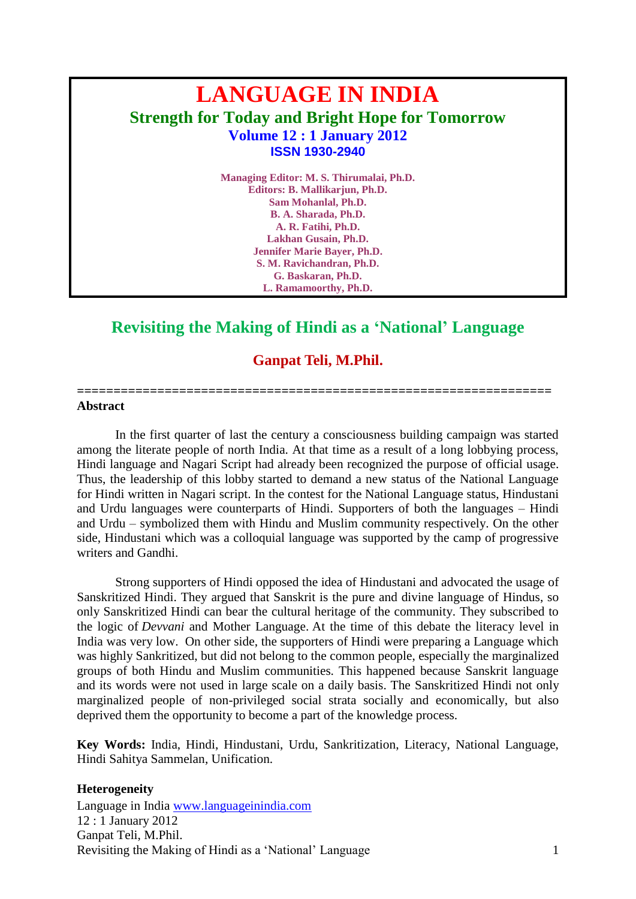# LANGUAGE IN INDIA

**Strength for Today and Bright Hope for Tomorrow**

**Volume 12 : 1 January 2012**

**ISSN 1930-2940**

**Managing Editor: M. S. Thirumalai, Ph.D.**
**Editors: B. Mallikarjun, Ph.D.**
**Sam Mohanlal, Ph.D.**
**B. A. Sharada, Ph.D.**
**A. R. Fatihi, Ph.D.**
**Lakhan Gusain, Ph.D.**
**Jennifer Marie Bayer, Ph.D.**
**S. M. Ravichandran, Ph.D.**
**G. Baskaran, Ph.D.**
**L. Ramamoorthy, Ph.D.**

## Revisiting the Making of Hindi as a 'National' Language

**Ganpat Teli, M.Phil.**

================================================================

### Abstract

In the first quarter of last the century a consciousness building campaign was started among the literate people of north India. At that time as a result of a long lobbying process, Hindi language and Nagari Script had already been recognized the purpose of official usage. Thus, the leadership of this lobby started to demand a new status of the National Language for Hindi written in Nagari script. In the contest for the National Language status, Hindustani and Urdu languages were counterparts of Hindi. Supporters of both the languages – Hindi and Urdu – symbolized them with Hindu and Muslim community respectively. On the other side, Hindustani which was a colloquial language was supported by the camp of progressive writers and Gandhi.

Strong supporters of Hindi opposed the idea of Hindustani and advocated the usage of Sanskritized Hindi. They argued that Sanskrit is the pure and divine language of Hindus, so only Sanskritized Hindi can bear the cultural heritage of the community. They subscribed to the logic of *Devvani* and Mother Language. At the time of this debate the literacy level in India was very low. On other side, the supporters of Hindi were preparing a Language which was highly Sankritized, but did not belong to the common people, especially the marginalized groups of both Hindu and Muslim communities. This happened because Sanskrit language and its words were not used in large scale on a daily basis. The Sanskritized Hindi not only marginalized people of non-privileged social strata socially and economically, but also deprived them the opportunity to become a part of the knowledge process.

**Key Words:** India, Hindi, Hindustani, Urdu, Sankritization, Literacy, National Language, Hindi Sahitya Sammelan, Unification.

### Heterogeneity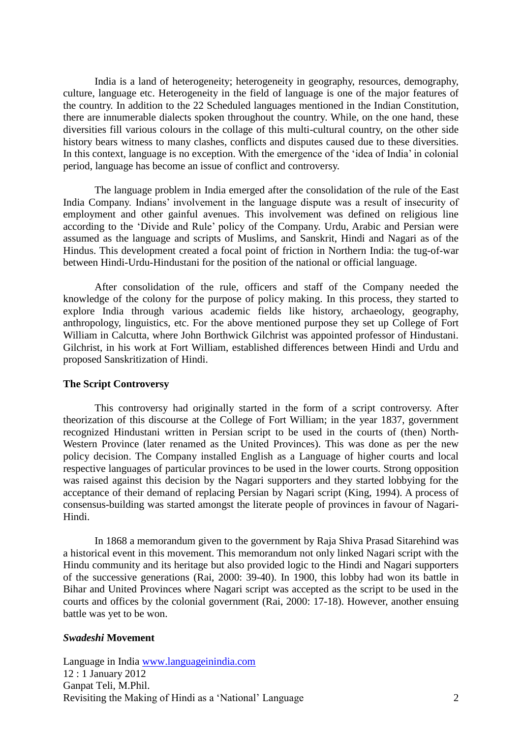India is a land of heterogeneity; heterogeneity in geography, resources, demography, culture, language etc. Heterogeneity in the field of language is one of the major features of the country. In addition to the 22 Scheduled languages mentioned in the Indian Constitution, there are innumerable dialects spoken throughout the country. While, on the one hand, these diversities fill various colours in the collage of this multi-cultural country, on the other side history bears witness to many clashes, conflicts and disputes caused due to these diversities. In this context, language is no exception. With the emergence of the 'idea of India' in colonial period, language has become an issue of conflict and controversy.

The language problem in India emerged after the consolidation of the rule of the East India Company. Indians' involvement in the language dispute was a result of insecurity of employment and other gainful avenues. This involvement was defined on religious line according to the 'Divide and Rule' policy of the Company. Urdu, Arabic and Persian were assumed as the language and scripts of Muslims, and Sanskrit, Hindi and Nagari as of the Hindus. This development created a focal point of friction in Northern India: the tug-of-war between Hindi-Urdu-Hindustani for the position of the national or official language.

After consolidation of the rule, officers and staff of the Company needed the knowledge of the colony for the purpose of policy making. In this process, they started to explore India through various academic fields like history, archaeology, geography, anthropology, linguistics, etc. For the above mentioned purpose they set up College of Fort William in Calcutta, where John Borthwick Gilchrist was appointed professor of Hindustani. Gilchrist, in his work at Fort William, established differences between Hindi and Urdu and proposed Sanskritization of Hindi.

### The Script Controversy

This controversy had originally started in the form of a script controversy. After theorization of this discourse at the College of Fort William; in the year 1837, government recognized Hindustani written in Persian script to be used in the courts of (then) North-Western Province (later renamed as the United Provinces). This was done as per the new policy decision. The Company installed English as a Language of higher courts and local respective languages of particular provinces to be used in the lower courts. Strong opposition was raised against this decision by the Nagari supporters and they started lobbying for the acceptance of their demand of replacing Persian by Nagari script (King, 1994). A process of consensus-building was started amongst the literate people of provinces in favour of Nagari-Hindi.

In 1868 a memorandum given to the government by Raja Shiva Prasad Sitarehind was a historical event in this movement. This memorandum not only linked Nagari script with the Hindu community and its heritage but also provided logic to the Hindi and Nagari supporters of the successive generations (Rai, 2000: 39-40). In 1900, this lobby had won its battle in Bihar and United Provinces where Nagari script was accepted as the script to be used in the courts and offices by the colonial government (Rai, 2000: 17-18). However, another ensuing battle was yet to be won.

### *Swadeshi* Movement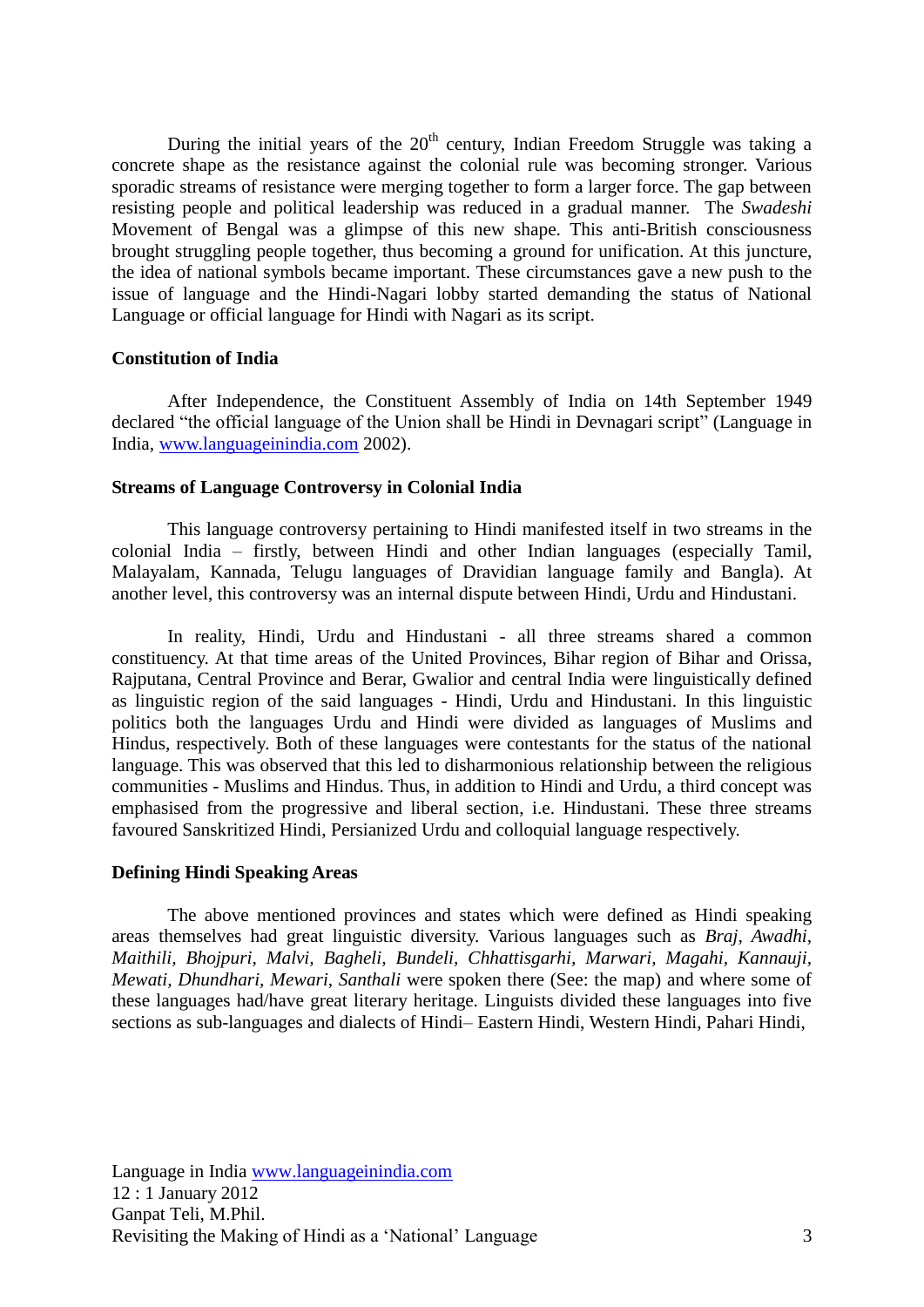During the initial years of the 20th century, Indian Freedom Struggle was taking a concrete shape as the resistance against the colonial rule was becoming stronger. Various sporadic streams of resistance were merging together to form a larger force. The gap between resisting people and political leadership was reduced in a gradual manner. The *Swadeshi* Movement of Bengal was a glimpse of this new shape. This anti-British consciousness brought struggling people together, thus becoming a ground for unification. At this juncture, the idea of national symbols became important. These circumstances gave a new push to the issue of language and the Hindi-Nagari lobby started demanding the status of National Language or official language for Hindi with Nagari as its script.

**Constitution of India**

After Independence, the Constituent Assembly of India on 14th September 1949 declared "the official language of the Union shall be Hindi in Devnagari script" (Language in India, www.languageinindia.com 2002).

**Streams of Language Controversy in Colonial India**

This language controversy pertaining to Hindi manifested itself in two streams in the colonial India – firstly, between Hindi and other Indian languages (especially Tamil, Malayalam, Kannada, Telugu languages of Dravidian language family and Bangla). At another level, this controversy was an internal dispute between Hindi, Urdu and Hindustani.

In reality, Hindi, Urdu and Hindustani - all three streams shared a common constituency. At that time areas of the United Provinces, Bihar region of Bihar and Orissa, Rajputana, Central Province and Berar, Gwalior and central India were linguistically defined as linguistic region of the said languages - Hindi, Urdu and Hindustani. In this linguistic politics both the languages Urdu and Hindi were divided as languages of Muslims and Hindus, respectively. Both of these languages were contestants for the status of the national language. This was observed that this led to disharmonious relationship between the religious communities - Muslims and Hindus. Thus, in addition to Hindi and Urdu, a third concept was emphasised from the progressive and liberal section, i.e. Hindustani. These three streams favoured Sanskritized Hindi, Persianized Urdu and colloquial language respectively.

**Defining Hindi Speaking Areas**

The above mentioned provinces and states which were defined as Hindi speaking areas themselves had great linguistic diversity. Various languages such as *Braj, Awadhi, Maithili, Bhojpuri, Malvi, Bagheli, Bundeli, Chhattisgarhi, Marwari, Magahi, Kannauji, Mewati, Dhundhari, Mewari, Santhali* were spoken there (See: the map) and where some of these languages had/have great literary heritage. Linguists divided these languages into five sections as sub-languages and dialects of Hindi– Eastern Hindi, Western Hindi, Pahari Hindi,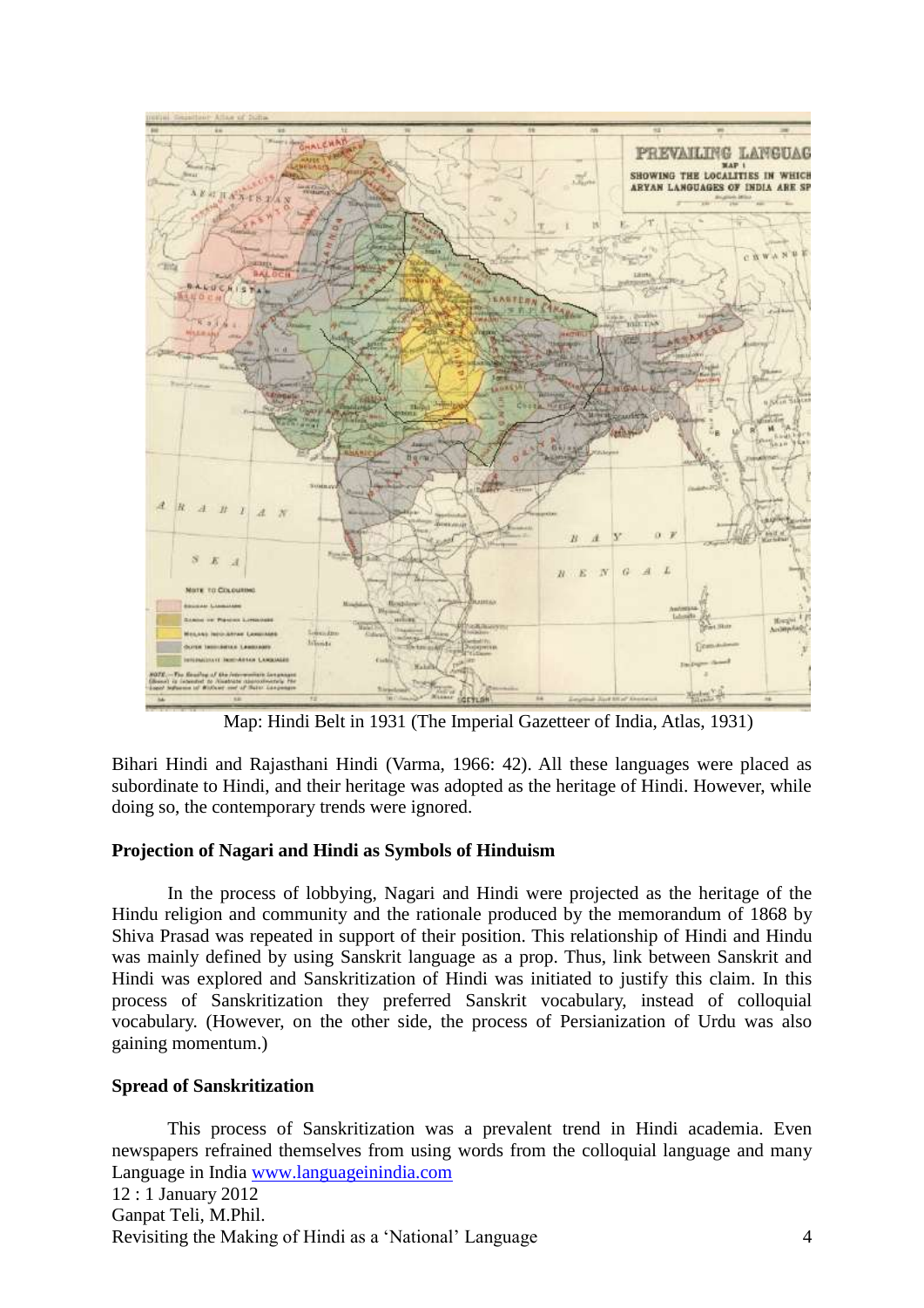Map: Hindi Belt in 1931 (The Imperial Gazetteer of India, Atlas, 1931)

Bihari Hindi and Rajasthani Hindi (Varma, 1966: 42). All these languages were placed as subordinate to Hindi, and their heritage was adopted as the heritage of Hindi. However, while doing so, the contemporary trends were ignored.

**Projection of Nagari and Hindi as Symbols of Hinduism**

In the process of lobbying, Nagari and Hindi were projected as the heritage of the Hindu religion and community and the rationale produced by the memorandum of 1868 by Shiva Prasad was repeated in support of their position. This relationship of Hindi and Hindu was mainly defined by using Sanskrit language as a prop. Thus, link between Sanskrit and Hindi was explored and Sanskritization of Hindi was initiated to justify this claim. In this process of Sanskritization they preferred Sanskrit vocabulary, instead of colloquial vocabulary. (However, on the other side, the process of Persianization of Urdu was also gaining momentum.)

**Spread of Sanskritization**

This process of Sanskritization was a prevalent trend in Hindi academia. Even newspapers refrained themselves from using words from the colloquial language and many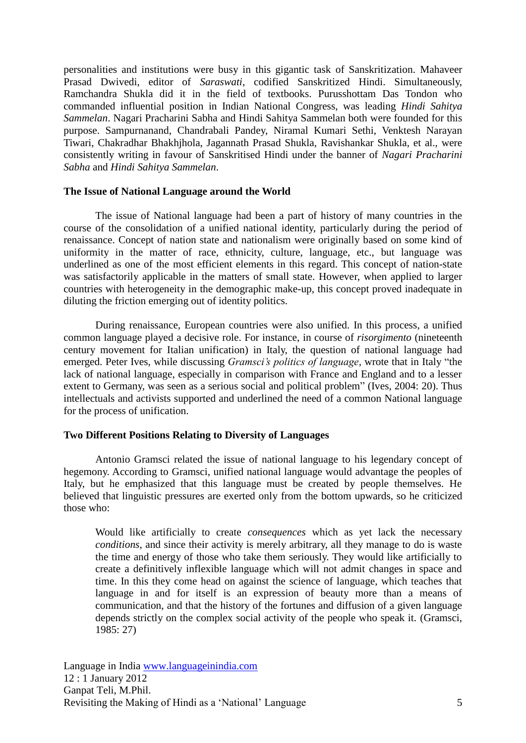personalities and institutions were busy in this gigantic task of Sanskritization. Mahaveer Prasad Dwivedi, editor of *Saraswati*, codified Sanskritized Hindi. Simultaneously, Ramchandra Shukla did it in the field of textbooks. Purusshottam Das Tondon who commanded influential position in Indian National Congress, was leading *Hindi Sahitya Sammelan*. Nagari Pracharini Sabha and Hindi Sahitya Sammelan both were founded for this purpose. Sampurnanand, Chandrabali Pandey, Niramal Kumari Sethi, Venktesh Narayan Tiwari, Chakradhar Bhakhjhola, Jagannath Prasad Shukla, Ravishankar Shukla, et al., were consistently writing in favour of Sanskritised Hindi under the banner of *Nagari Pracharini Sabha* and *Hindi Sahitya Sammelan*.

### The Issue of National Language around the World

The issue of National language had been a part of history of many countries in the course of the consolidation of a unified national identity, particularly during the period of renaissance. Concept of nation state and nationalism were originally based on some kind of uniformity in the matter of race, ethnicity, culture, language, etc., but language was underlined as one of the most efficient elements in this regard. This concept of nation-state was satisfactorily applicable in the matters of small state. However, when applied to larger countries with heterogeneity in the demographic make-up, this concept proved inadequate in diluting the friction emerging out of identity politics.

During renaissance, European countries were also unified. In this process, a unified common language played a decisive role. For instance, in course of *risorgimento* (nineteenth century movement for Italian unification) in Italy, the question of national language had emerged. Peter Ives, while discussing *Gramsci's politics of language*, wrote that in Italy "the lack of national language, especially in comparison with France and England and to a lesser extent to Germany, was seen as a serious social and political problem" (Ives, 2004: 20). Thus intellectuals and activists supported and underlined the need of a common National language for the process of unification.

### Two Different Positions Relating to Diversity of Languages

Antonio Gramsci related the issue of national language to his legendary concept of hegemony. According to Gramsci, unified national language would advantage the peoples of Italy, but he emphasized that this language must be created by people themselves. He believed that linguistic pressures are exerted only from the bottom upwards, so he criticized those who:

> Would like artificially to create *consequences* which as yet lack the necessary *conditions*, and since their activity is merely arbitrary, all they manage to do is waste the time and energy of those who take them seriously. They would like artificially to create a definitively inflexible language which will not admit changes in space and time. In this they come head on against the science of language, which teaches that language in and for itself is an expression of beauty more than a means of communication, and that the history of the fortunes and diffusion of a given language depends strictly on the complex social activity of the people who speak it. (Gramsci, 1985: 27)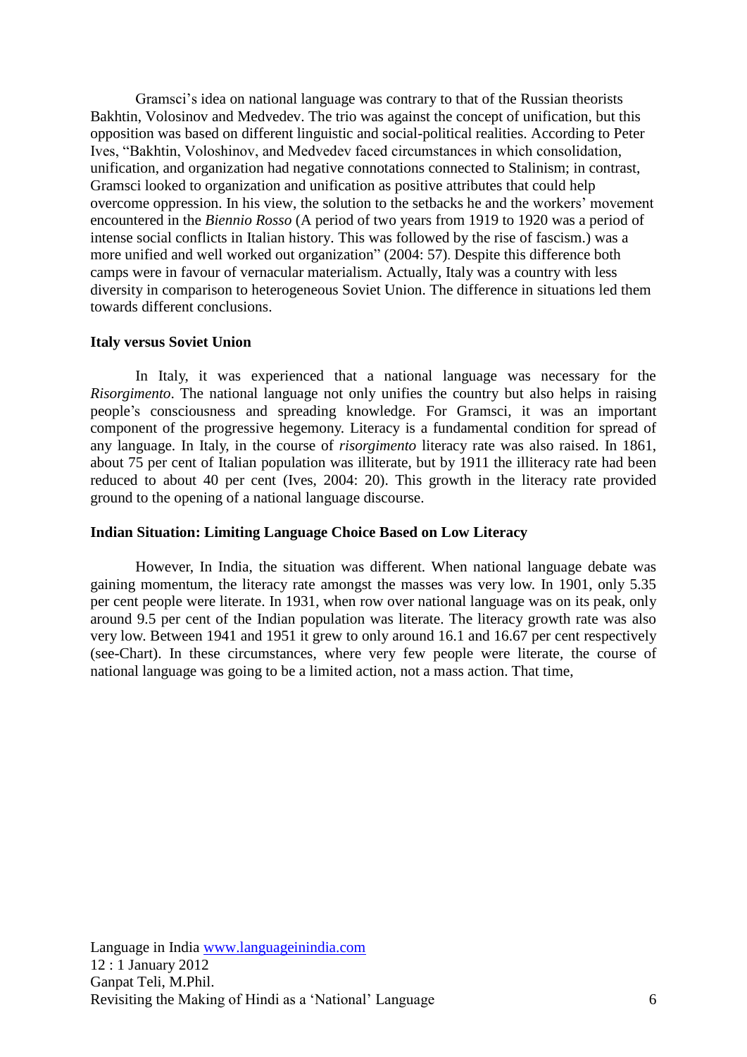Gramsci's idea on national language was contrary to that of the Russian theorists Bakhtin, Volosinov and Medvedev. The trio was against the concept of unification, but this opposition was based on different linguistic and social-political realities. According to Peter Ives, "Bakhtin, Voloshinov, and Medvedev faced circumstances in which consolidation, unification, and organization had negative connotations connected to Stalinism; in contrast, Gramsci looked to organization and unification as positive attributes that could help overcome oppression. In his view, the solution to the setbacks he and the workers' movement encountered in the *Biennio Rosso* (A period of two years from 1919 to 1920 was a period of intense social conflicts in Italian history. This was followed by the rise of fascism.) was a more unified and well worked out organization" (2004: 57). Despite this difference both camps were in favour of vernacular materialism. Actually, Italy was a country with less diversity in comparison to heterogeneous Soviet Union. The difference in situations led them towards different conclusions.

### Italy versus Soviet Union

In Italy, it was experienced that a national language was necessary for the *Risorgimento*. The national language not only unifies the country but also helps in raising people's consciousness and spreading knowledge. For Gramsci, it was an important component of the progressive hegemony. Literacy is a fundamental condition for spread of any language. In Italy, in the course of *risorgimento* literacy rate was also raised. In 1861, about 75 per cent of Italian population was illiterate, but by 1911 the illiteracy rate had been reduced to about 40 per cent (Ives, 2004: 20). This growth in the literacy rate provided ground to the opening of a national language discourse.

### Indian Situation: Limiting Language Choice Based on Low Literacy

However, In India, the situation was different. When national language debate was gaining momentum, the literacy rate amongst the masses was very low. In 1901, only 5.35 per cent people were literate. In 1931, when row over national language was on its peak, only around 9.5 per cent of the Indian population was literate. The literacy growth rate was also very low. Between 1941 and 1951 it grew to only around 16.1 and 16.67 per cent respectively (see-Chart). In these circumstances, where very few people were literate, the course of national language was going to be a limited action, not a mass action. That time,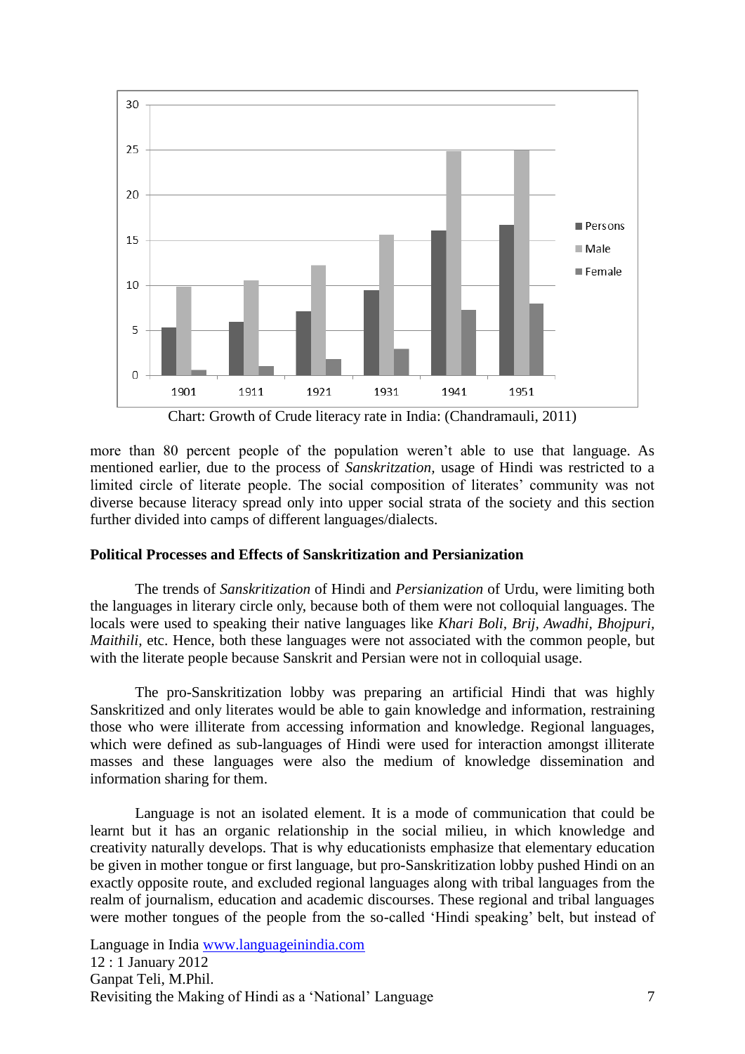Chart: Growth of Crude literacy rate in India: (Chandramauli, 2011)

more than 80 percent people of the population weren't able to use that language. As mentioned earlier, due to the process of *Sanskritzation*, usage of Hindi was restricted to a limited circle of literate people. The social composition of literates' community was not diverse because literacy spread only into upper social strata of the society and this section further divided into camps of different languages/dialects.

**Political Processes and Effects of Sanskritization and Persianization**

The trends of *Sanskritization* of Hindi and *Persianization* of Urdu, were limiting both the languages in literary circle only, because both of them were not colloquial languages. The locals were used to speaking their native languages like *Khari Boli, Brij, Awadhi, Bhojpuri, Maithili,* etc. Hence, both these languages were not associated with the common people, but with the literate people because Sanskrit and Persian were not in colloquial usage.

The pro-Sanskritization lobby was preparing an artificial Hindi that was highly Sanskritized and only literates would be able to gain knowledge and information, restraining those who were illiterate from accessing information and knowledge. Regional languages, which were defined as sub-languages of Hindi were used for interaction amongst illiterate masses and these languages were also the medium of knowledge dissemination and information sharing for them.

Language is not an isolated element. It is a mode of communication that could be learnt but it has an organic relationship in the social milieu, in which knowledge and creativity naturally develops. That is why educationists emphasize that elementary education be given in mother tongue or first language, but pro-Sanskritization lobby pushed Hindi on an exactly opposite route, and excluded regional languages along with tribal languages from the realm of journalism, education and academic discourses. These regional and tribal languages were mother tongues of the people from the so-called 'Hindi speaking' belt, but instead of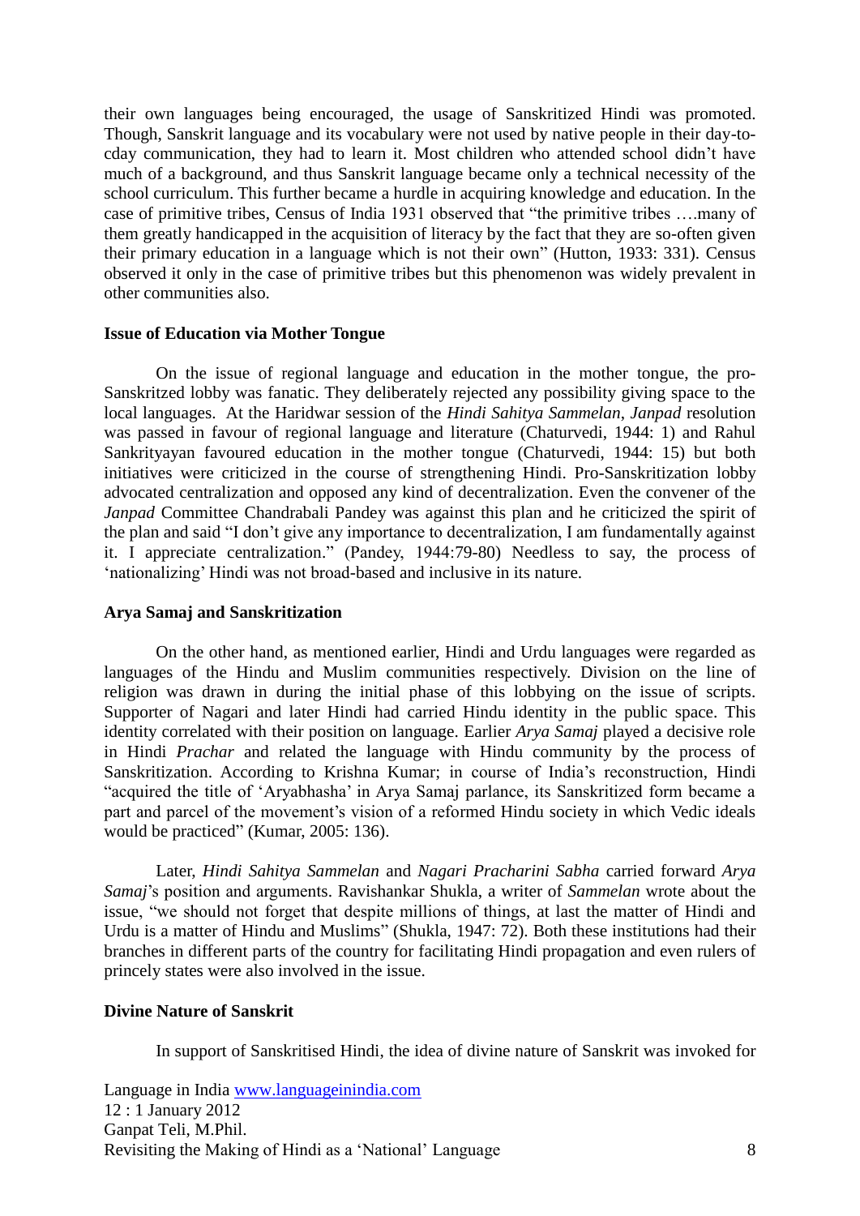their own languages being encouraged, the usage of Sanskritized Hindi was promoted. Though, Sanskrit language and its vocabulary were not used by native people in their day-to-cday communication, they had to learn it. Most children who attended school didn't have much of a background, and thus Sanskrit language became only a technical necessity of the school curriculum. This further became a hurdle in acquiring knowledge and education. In the case of primitive tribes, Census of India 1931 observed that "the primitive tribes ….many of them greatly handicapped in the acquisition of literacy by the fact that they are so-often given their primary education in a language which is not their own" (Hutton, 1933: 331). Census observed it only in the case of primitive tribes but this phenomenon was widely prevalent in other communities also.

**Issue of Education via Mother Tongue**

On the issue of regional language and education in the mother tongue, the pro-Sanskritzed lobby was fanatic. They deliberately rejected any possibility giving space to the local languages. At the Haridwar session of the *Hindi Sahitya Sammelan*, *Janpad* resolution was passed in favour of regional language and literature (Chaturvedi, 1944: 1) and Rahul Sankrityayan favoured education in the mother tongue (Chaturvedi, 1944: 15) but both initiatives were criticized in the course of strengthening Hindi. Pro-Sanskritization lobby advocated centralization and opposed any kind of decentralization. Even the convener of the *Janpad* Committee Chandrabali Pandey was against this plan and he criticized the spirit of the plan and said "I don't give any importance to decentralization, I am fundamentally against it. I appreciate centralization." (Pandey, 1944:79-80) Needless to say, the process of 'nationalizing' Hindi was not broad-based and inclusive in its nature.

**Arya Samaj and Sanskritization**

On the other hand, as mentioned earlier, Hindi and Urdu languages were regarded as languages of the Hindu and Muslim communities respectively. Division on the line of religion was drawn in during the initial phase of this lobbying on the issue of scripts. Supporter of Nagari and later Hindi had carried Hindu identity in the public space. This identity correlated with their position on language. Earlier *Arya Samaj* played a decisive role in Hindi *Prachar* and related the language with Hindu community by the process of Sanskritization. According to Krishna Kumar; in course of India's reconstruction, Hindi "acquired the title of 'Aryabhasha' in Arya Samaj parlance, its Sanskritized form became a part and parcel of the movement's vision of a reformed Hindu society in which Vedic ideals would be practiced" (Kumar, 2005: 136).

Later, *Hindi Sahitya Sammelan* and *Nagari Pracharini Sabha* carried forward *Arya Samaj*'s position and arguments. Ravishankar Shukla, a writer of *Sammelan* wrote about the issue, "we should not forget that despite millions of things, at last the matter of Hindi and Urdu is a matter of Hindu and Muslims" (Shukla, 1947: 72). Both these institutions had their branches in different parts of the country for facilitating Hindi propagation and even rulers of princely states were also involved in the issue.

**Divine Nature of Sanskrit**

In support of Sanskritised Hindi, the idea of divine nature of Sanskrit was invoked for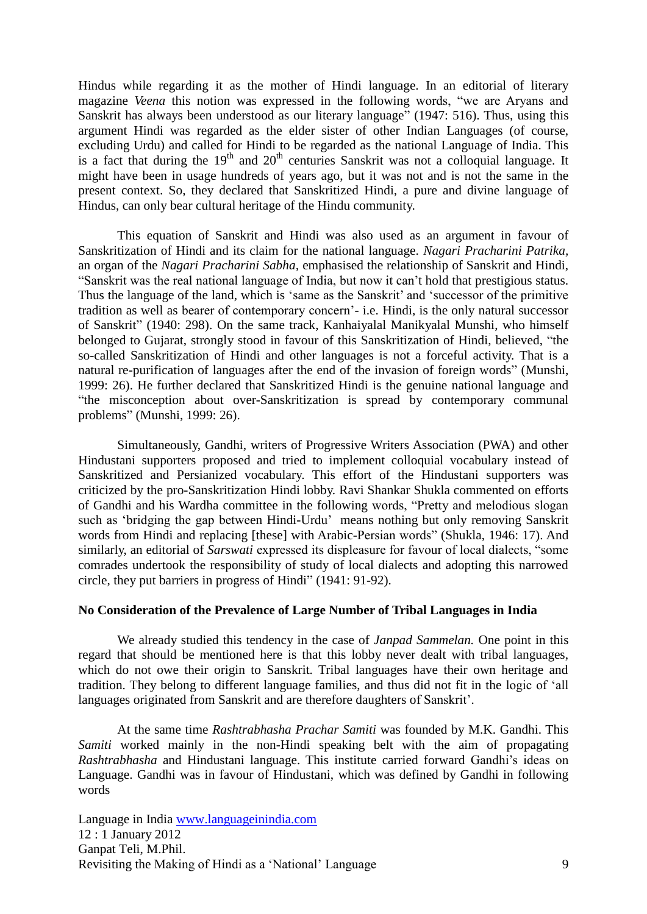Hindus while regarding it as the mother of Hindi language. In an editorial of literary magazine *Veena* this notion was expressed in the following words, "we are Aryans and Sanskrit has always been understood as our literary language" (1947: 516). Thus, using this argument Hindi was regarded as the elder sister of other Indian Languages (of course, excluding Urdu) and called for Hindi to be regarded as the national Language of India. This is a fact that during the 19th and 20th centuries Sanskrit was not a colloquial language. It might have been in usage hundreds of years ago, but it was not and is not the same in the present context. So, they declared that Sanskritized Hindi, a pure and divine language of Hindus, can only bear cultural heritage of the Hindu community.

This equation of Sanskrit and Hindi was also used as an argument in favour of Sanskritization of Hindi and its claim for the national language. *Nagari Pracharini Patrika*, an organ of the *Nagari Pracharini Sabha,* emphasised the relationship of Sanskrit and Hindi, "Sanskrit was the real national language of India, but now it can't hold that prestigious status. Thus the language of the land, which is 'same as the Sanskrit' and 'successor of the primitive tradition as well as bearer of contemporary concern'- i.e. Hindi, is the only natural successor of Sanskrit" (1940: 298). On the same track, Kanhaiyalal Manikyalal Munshi, who himself belonged to Gujarat, strongly stood in favour of this Sanskritization of Hindi, believed, "the so-called Sanskritization of Hindi and other languages is not a forceful activity. That is a natural re-purification of languages after the end of the invasion of foreign words" (Munshi, 1999: 26). He further declared that Sanskritized Hindi is the genuine national language and "the misconception about over-Sanskritization is spread by contemporary communal problems" (Munshi, 1999: 26).

Simultaneously, Gandhi, writers of Progressive Writers Association (PWA) and other Hindustani supporters proposed and tried to implement colloquial vocabulary instead of Sanskritized and Persianized vocabulary. This effort of the Hindustani supporters was criticized by the pro-Sanskritization Hindi lobby. Ravi Shankar Shukla commented on efforts of Gandhi and his Wardha committee in the following words, "Pretty and melodious slogan such as 'bridging the gap between Hindi-Urdu' means nothing but only removing Sanskrit words from Hindi and replacing [these] with Arabic-Persian words" (Shukla, 1946: 17). And similarly, an editorial of *Sarswati* expressed its displeasure for favour of local dialects, "some comrades undertook the responsibility of study of local dialects and adopting this narrowed circle, they put barriers in progress of Hindi" (1941: 91-92).

**No Consideration of the Prevalence of Large Number of Tribal Languages in India**

We already studied this tendency in the case of *Janpad Sammelan.* One point in this regard that should be mentioned here is that this lobby never dealt with tribal languages, which do not owe their origin to Sanskrit. Tribal languages have their own heritage and tradition. They belong to different language families, and thus did not fit in the logic of 'all languages originated from Sanskrit and are therefore daughters of Sanskrit'.

At the same time *Rashtrabhasha Prachar Samiti* was founded by M.K. Gandhi. This *Samiti* worked mainly in the non-Hindi speaking belt with the aim of propagating *Rashtrabhasha* and Hindustani language. This institute carried forward Gandhi's ideas on Language. Gandhi was in favour of Hindustani, which was defined by Gandhi in following words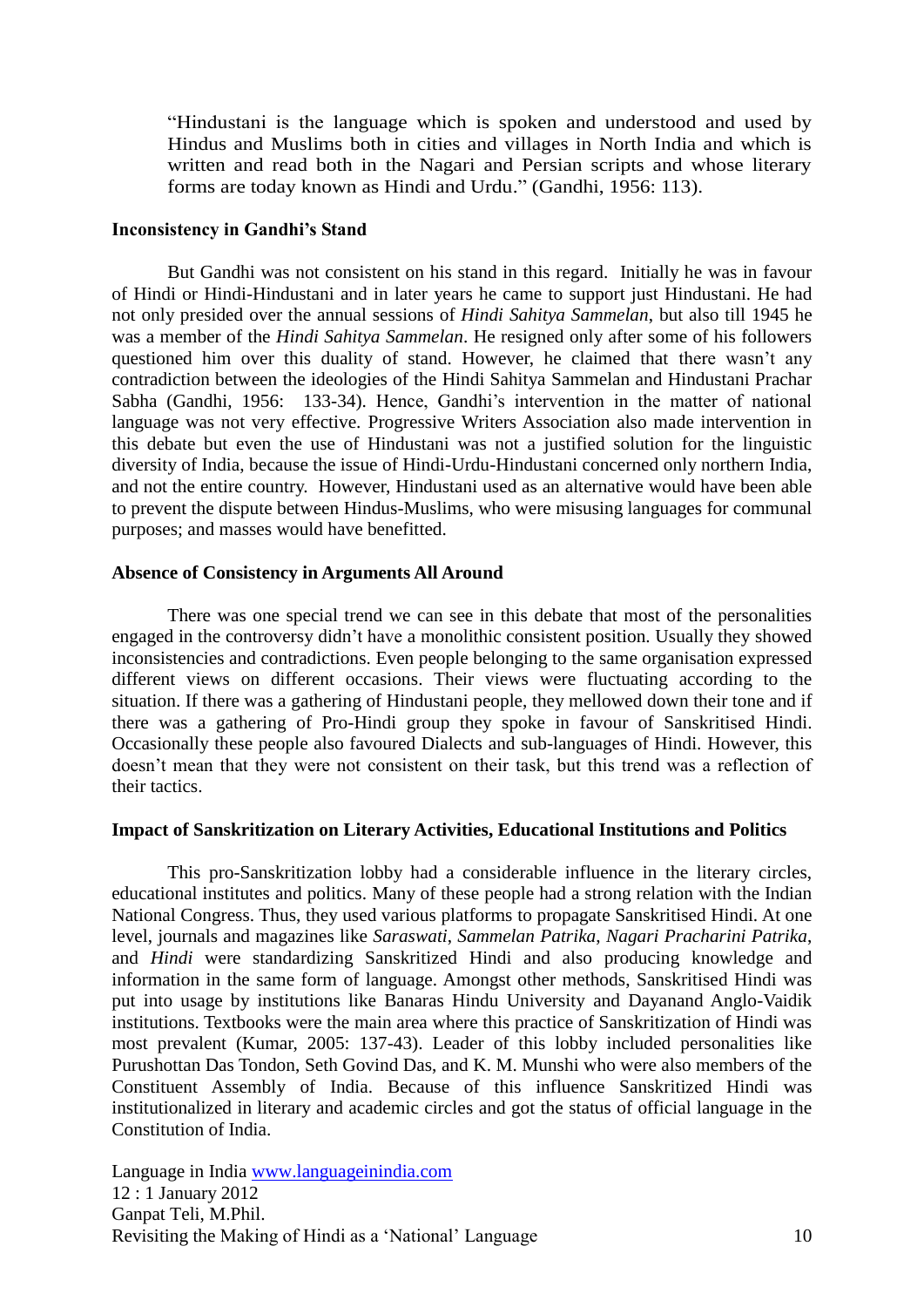> "Hindustani is the language which is spoken and understood and used by Hindus and Muslims both in cities and villages in North India and which is written and read both in the Nagari and Persian scripts and whose literary forms are today known as Hindi and Urdu." (Gandhi, 1956: 113).

**Inconsistency in Gandhi's Stand**

But Gandhi was not consistent on his stand in this regard. Initially he was in favour of Hindi or Hindi-Hindustani and in later years he came to support just Hindustani. He had not only presided over the annual sessions of *Hindi Sahitya Sammelan*, but also till 1945 he was a member of the *Hindi Sahitya Sammelan*. He resigned only after some of his followers questioned him over this duality of stand. However, he claimed that there wasn't any contradiction between the ideologies of the Hindi Sahitya Sammelan and Hindustani Prachar Sabha (Gandhi, 1956: 133-34). Hence, Gandhi's intervention in the matter of national language was not very effective. Progressive Writers Association also made intervention in this debate but even the use of Hindustani was not a justified solution for the linguistic diversity of India, because the issue of Hindi-Urdu-Hindustani concerned only northern India, and not the entire country. However, Hindustani used as an alternative would have been able to prevent the dispute between Hindus-Muslims, who were misusing languages for communal purposes; and masses would have benefitted.

**Absence of Consistency in Arguments All Around**

There was one special trend we can see in this debate that most of the personalities engaged in the controversy didn't have a monolithic consistent position. Usually they showed inconsistencies and contradictions. Even people belonging to the same organisation expressed different views on different occasions. Their views were fluctuating according to the situation. If there was a gathering of Hindustani people, they mellowed down their tone and if there was a gathering of Pro-Hindi group they spoke in favour of Sanskritised Hindi. Occasionally these people also favoured Dialects and sub-languages of Hindi. However, this doesn't mean that they were not consistent on their task, but this trend was a reflection of their tactics.

**Impact of Sanskritization on Literary Activities, Educational Institutions and Politics**

This pro-Sanskritization lobby had a considerable influence in the literary circles, educational institutes and politics. Many of these people had a strong relation with the Indian National Congress. Thus, they used various platforms to propagate Sanskritised Hindi. At one level, journals and magazines like *Saraswati*, *Sammelan Patrika*, *Nagari Pracharini Patrika*, and *Hindi* were standardizing Sanskritized Hindi and also producing knowledge and information in the same form of language. Amongst other methods, Sanskritised Hindi was put into usage by institutions like Banaras Hindu University and Dayanand Anglo-Vaidik institutions. Textbooks were the main area where this practice of Sanskritization of Hindi was most prevalent (Kumar, 2005: 137-43). Leader of this lobby included personalities like Purushottan Das Tondon, Seth Govind Das, and K. M. Munshi who were also members of the Constituent Assembly of India. Because of this influence Sanskritized Hindi was institutionalized in literary and academic circles and got the status of official language in the Constitution of India.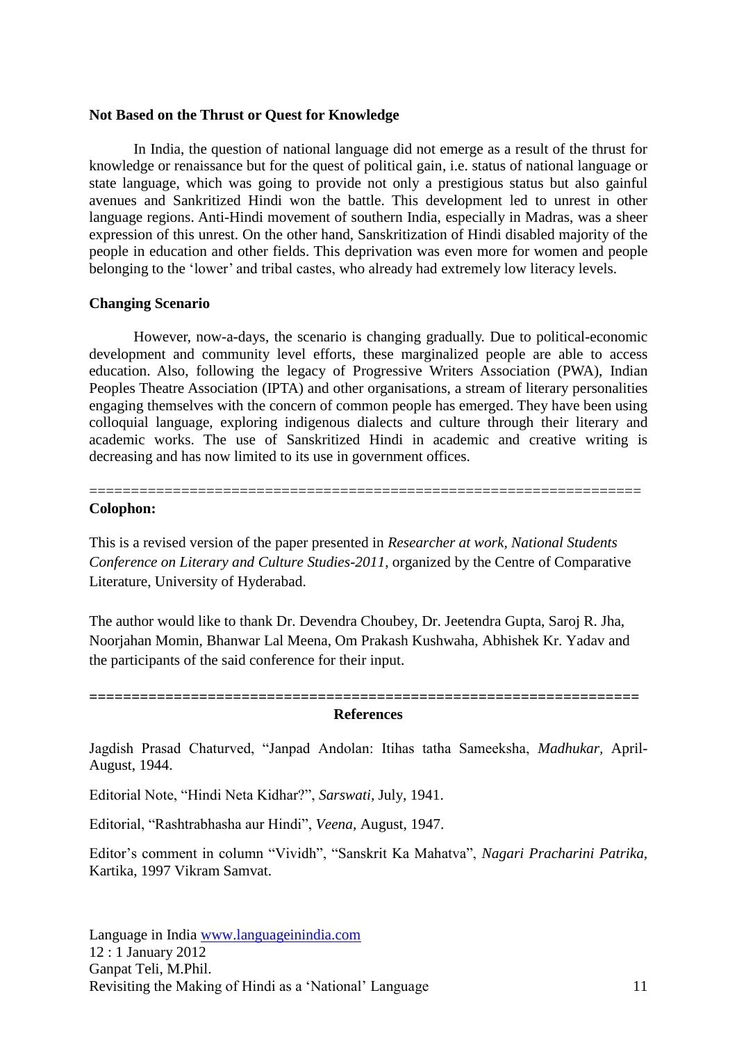**Not Based on the Thrust or Quest for Knowledge**

In India, the question of national language did not emerge as a result of the thrust for knowledge or renaissance but for the quest of political gain, i.e. status of national language or state language, which was going to provide not only a prestigious status but also gainful avenues and Sankritized Hindi won the battle. This development led to unrest in other language regions. Anti-Hindi movement of southern India, especially in Madras, was a sheer expression of this unrest. On the other hand, Sanskritization of Hindi disabled majority of the people in education and other fields. This deprivation was even more for women and people belonging to the 'lower' and tribal castes, who already had extremely low literacy levels.

**Changing Scenario**

However, now-a-days, the scenario is changing gradually. Due to political-economic development and community level efforts, these marginalized people are able to access education. Also, following the legacy of Progressive Writers Association (PWA), Indian Peoples Theatre Association (IPTA) and other organisations, a stream of literary personalities engaging themselves with the concern of common people has emerged. They have been using colloquial language, exploring indigenous dialects and culture through their literary and academic works. The use of Sanskritized Hindi in academic and creative writing is decreasing and has now limited to its use in government offices.

=================================================================

**Colophon:**

This is a revised version of the paper presented in *Researcher at work, National Students Conference on Literary and Culture Studies-2011*, organized by the Centre of Comparative Literature, University of Hyderabad.

The author would like to thank Dr. Devendra Choubey, Dr. Jeetendra Gupta, Saroj R. Jha, Noorjahan Momin, Bhanwar Lal Meena, Om Prakash Kushwaha, Abhishek Kr. Yadav and the participants of the said conference for their input.

=================================================================

**References**

Jagdish Prasad Chaturved, "Janpad Andolan: Itihas tatha Sameeksha, *Madhukar,* April-August, 1944.

Editorial Note, "Hindi Neta Kidhar?", *Sarswati,* July, 1941.

Editorial, "Rashtrabhasha aur Hindi", *Veena,* August, 1947.

Editor's comment in column "Vividh", "Sanskrit Ka Mahatva", *Nagari Pracharini Patrika,* Kartika, 1997 Vikram Samvat.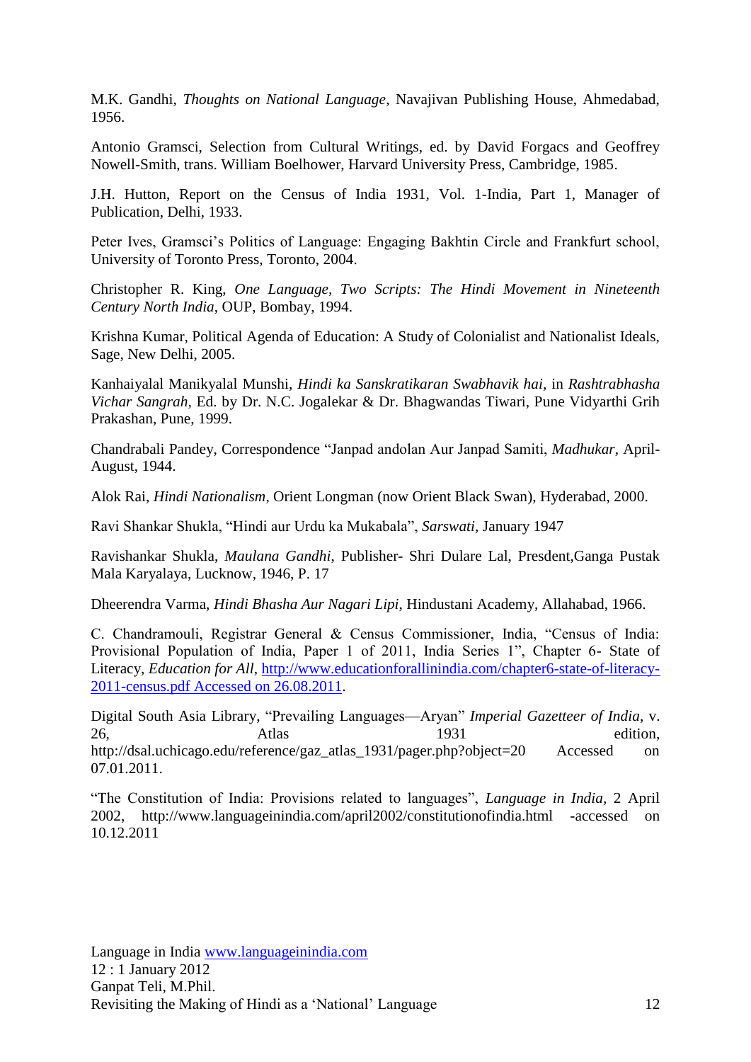M.K. Gandhi, *Thoughts on National Language*, Navajivan Publishing House, Ahmedabad, 1956.

Antonio Gramsci, Selection from Cultural Writings, ed. by David Forgacs and Geoffrey Nowell-Smith, trans. William Boelhower, Harvard University Press, Cambridge, 1985.

J.H. Hutton, Report on the Census of India 1931, Vol. 1-India, Part 1, Manager of Publication, Delhi, 1933.

Peter Ives, Gramsci's Politics of Language: Engaging Bakhtin Circle and Frankfurt school, University of Toronto Press, Toronto, 2004.

Christopher R. King, *One Language, Two Scripts: The Hindi Movement in Nineteenth Century North India*, OUP, Bombay, 1994.

Krishna Kumar, Political Agenda of Education: A Study of Colonialist and Nationalist Ideals, Sage, New Delhi, 2005.

Kanhaiyalal Manikyalal Munshi, *Hindi ka Sanskratikaran Swabhavik hai*, in *Rashtrabhasha Vichar Sangrah,* Ed. by Dr. N.C. Jogalekar & Dr. Bhagwandas Tiwari, Pune Vidyarthi Grih Prakashan, Pune, 1999.

Chandrabali Pandey, Correspondence "Janpad andolan Aur Janpad Samiti, *Madhukar,* April-August, 1944.

Alok Rai, *Hindi Nationalism*, Orient Longman (now Orient Black Swan), Hyderabad, 2000.

Ravi Shankar Shukla, "Hindi aur Urdu ka Mukabala", *Sarswati,* January 1947

Ravishankar Shukla, *Maulana Gandhi*, Publisher- Shri Dulare Lal, Presdent,Ganga Pustak Mala Karyalaya, Lucknow, 1946, P. 17

Dheerendra Varma, *Hindi Bhasha Aur Nagari Lipi*, Hindustani Academy, Allahabad, 1966.

C. Chandramouli, Registrar General & Census Commissioner, India, "Census of India: Provisional Population of India, Paper 1 of 2011, India Series 1", Chapter 6- State of Literacy, *Education for All,* http://www.educationforallinindia.com/chapter6-state-of-literacy-2011-census.pdf Accessed on 26.08.2011.

Digital South Asia Library, "Prevailing Languages—Aryan" *Imperial Gazetteer of India*, v. 26, Atlas 1931 edition, http://dsal.uchicago.edu/reference/gaz_atlas_1931/pager.php?object=20 Accessed on 07.01.2011.

"The Constitution of India: Provisions related to languages", *Language in India,* 2 April 2002, http://www.languageinindia.com/april2002/constitutionofindia.html -accessed on 10.12.2011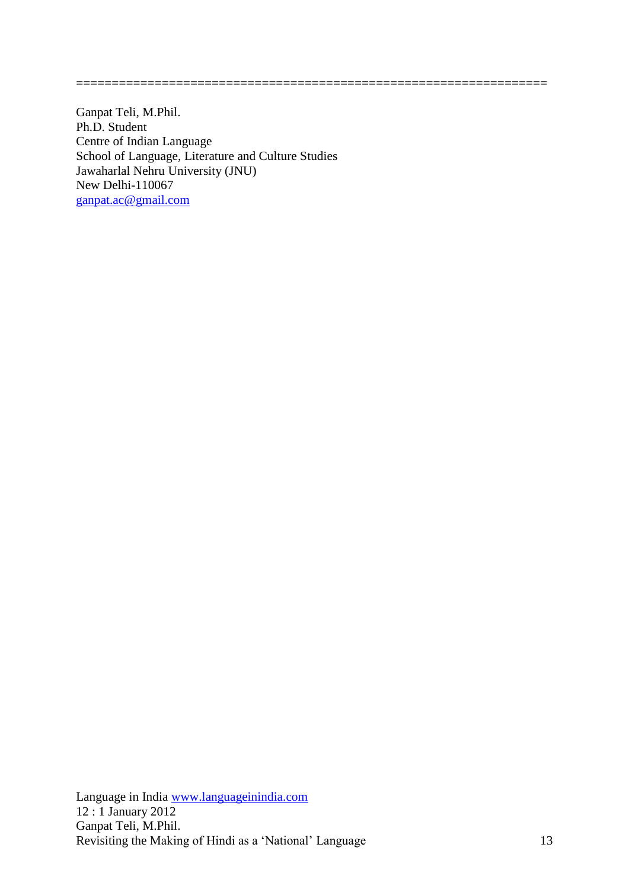================================================================

Ganpat Teli, M.Phil.
Ph.D. Student
Centre of Indian Language
School of Language, Literature and Culture Studies
Jawaharlal Nehru University (JNU)
New Delhi-110067
ganpat.ac@gmail.com